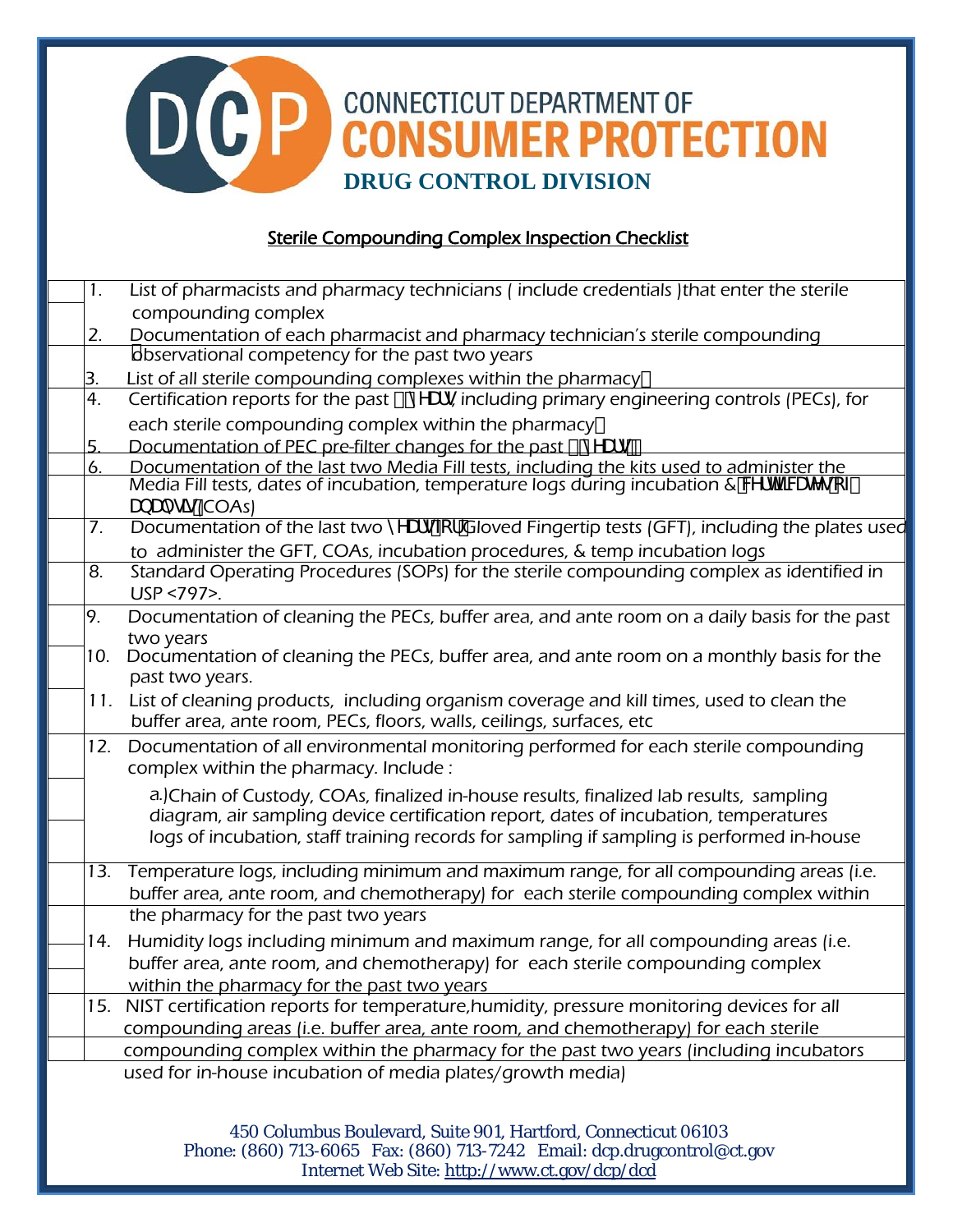# CONNECTICUT DEPARTMENT OF CONSUMER PROTECTION

## DRUG CONTROL DIVISION

### Sterile Compounding Complex Inspection Checklist

1. List of pharmacists and pharmacy technicians ( include credentials )that enter the sterile compounding complex
2. Documentation of each pharmacist and pharmacy technician's sterile compounding observational competency for the past two years
3. List of all sterile compounding complexes within the pharmacy.
4. Certification reports for the past 2 years including primary engineering controls (PECs), for each sterile compounding complex within the pharmacy.
5. Documentation of PEC pre-filter changes for the past 2 years.
6. Documentation of the last two Media Fill tests, including the kits used to administer the Media Fill tests, dates of incubation, temperature logs during incubation & certificates of analysis (COAs)
7. Documentation of the last two years for Gloved Fingertip tests (GFT), including the plates used to administer the GFT, COAs, incubation procedures, & temp incubation logs
8. Standard Operating Procedures (SOPs) for the sterile compounding complex as identified in USP <797>.
9. Documentation of cleaning the PECs, buffer area, and ante room on a daily basis for the past two years
10. Documentation of cleaning the PECs, buffer area, and ante room on a monthly basis for the past two years.
11. List of cleaning products, including organism coverage and kill times, used to clean the buffer area, ante room, PECs, floors, walls, ceilings, surfaces, etc
12. Documentation of all environmental monitoring performed for each sterile compounding complex within the pharmacy. Include :
    a.)Chain of Custody, COAs, finalized in-house results, finalized lab results, sampling diagram, air sampling device certification report, dates of incubation, temperatures logs of incubation, staff training records for sampling if sampling is performed in-house
13. Temperature logs, including minimum and maximum range, for all compounding areas (i.e. buffer area, ante room, and chemotherapy) for each sterile compounding complex within the pharmacy for the past two years
14. Humidity logs including minimum and maximum range, for all compounding areas (i.e. buffer area, ante room, and chemotherapy) for each sterile compounding complex within the pharmacy for the past two years
15. NIST certification reports for temperature,humidity, pressure monitoring devices for all compounding areas (i.e. buffer area, ante room, and chemotherapy) for each sterile compounding complex within the pharmacy for the past two years (including incubators used for in-house incubation of media plates/growth media)

450 Columbus Boulevard, Suite 901, Hartford, Connecticut 06103
Phone: (860) 713-6065 Fax: (860) 713-7242 Email: dcp.drugcontrol@ct.gov
Internet Web Site: http://www.ct.gov/dcp/dcd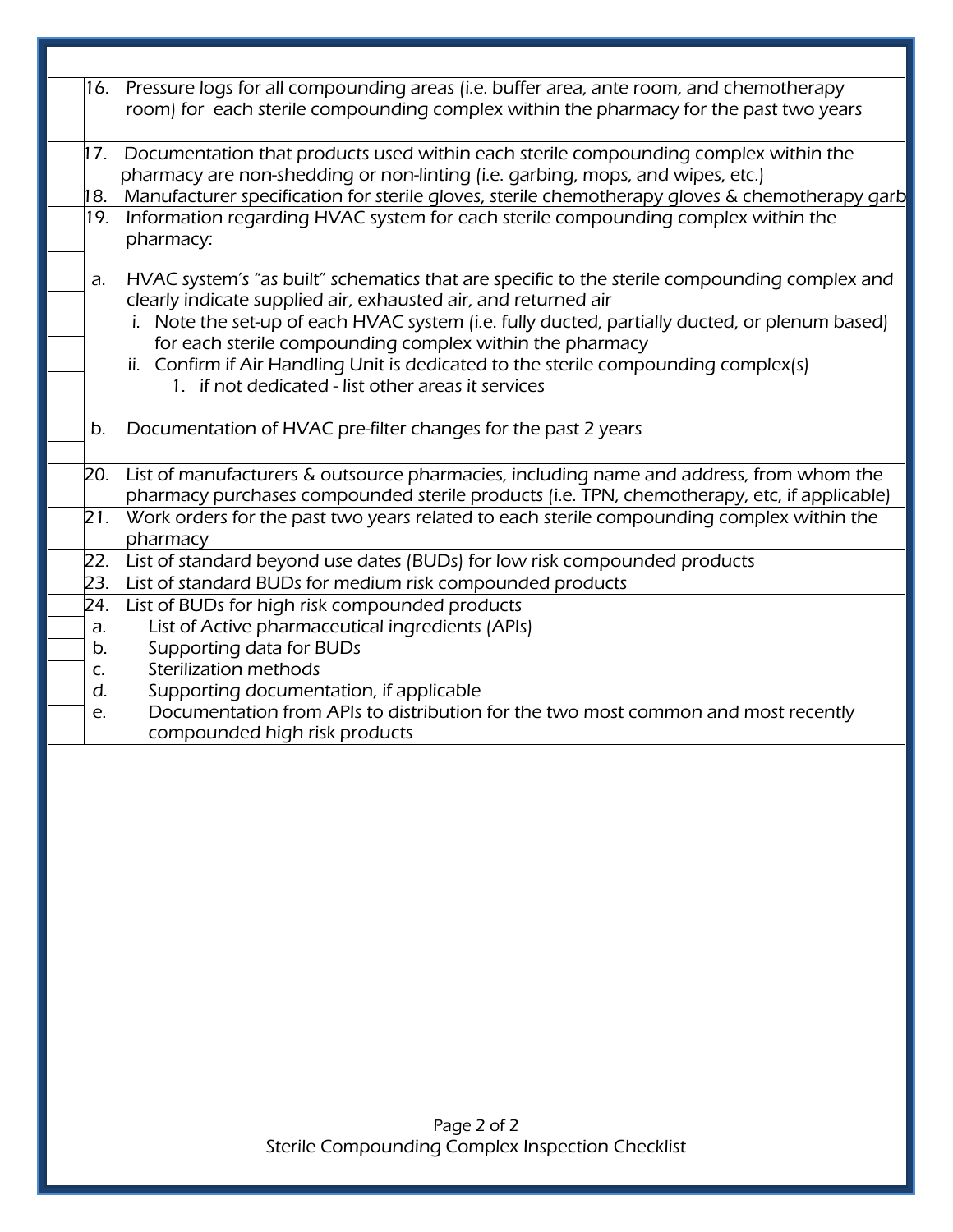| | |
|---|---|
| | 16. Pressure logs for all compounding areas (i.e. buffer area, ante room, and chemotherapy room) for each sterile compounding complex within the pharmacy for the past two years |
| | 17. Documentation that products used within each sterile compounding complex within the pharmacy are non-shedding or non-linting (i.e. garbing, mops, and wipes, etc.) |
| | 18. Manufacturer specification for sterile gloves, sterile chemotherapy gloves & chemotherapy garb |
| | 19. Information regarding HVAC system for each sterile compounding complex within the pharmacy: |
| | a. HVAC system's "as built" schematics that are specific to the sterile compounding complex and clearly indicate supplied air, exhausted air, and returned air |
| | i. Note the set-up of each HVAC system (i.e. fully ducted, partially ducted, or plenum based) for each sterile compounding complex within the pharmacy |
| | ii. Confirm if Air Handling Unit is dedicated to the sterile compounding complex(s) |
| | 1. if not dedicated - list other areas it services |
| | b. Documentation of HVAC pre-filter changes for the past 2 years |
| | 20. List of manufacturers & outsource pharmacies, including name and address, from whom the pharmacy purchases compounded sterile products (i.e. TPN, chemotherapy, etc, if applicable) |
| | 21. Work orders for the past two years related to each sterile compounding complex within the pharmacy |
| | 22. List of standard beyond use dates (BUDs) for low risk compounded products |
| | 23. List of standard BUDs for medium risk compounded products |
| | 24. List of BUDs for high risk compounded products |
| | a. List of Active pharmaceutical ingredients (APIs) |
| | b. Supporting data for BUDs |
| | c. Sterilization methods |
| | d. Supporting documentation, if applicable |
| | e. Documentation from APIs to distribution for the two most common and most recently compounded high risk products |

Sterile Compounding Complex Inspection Checklist